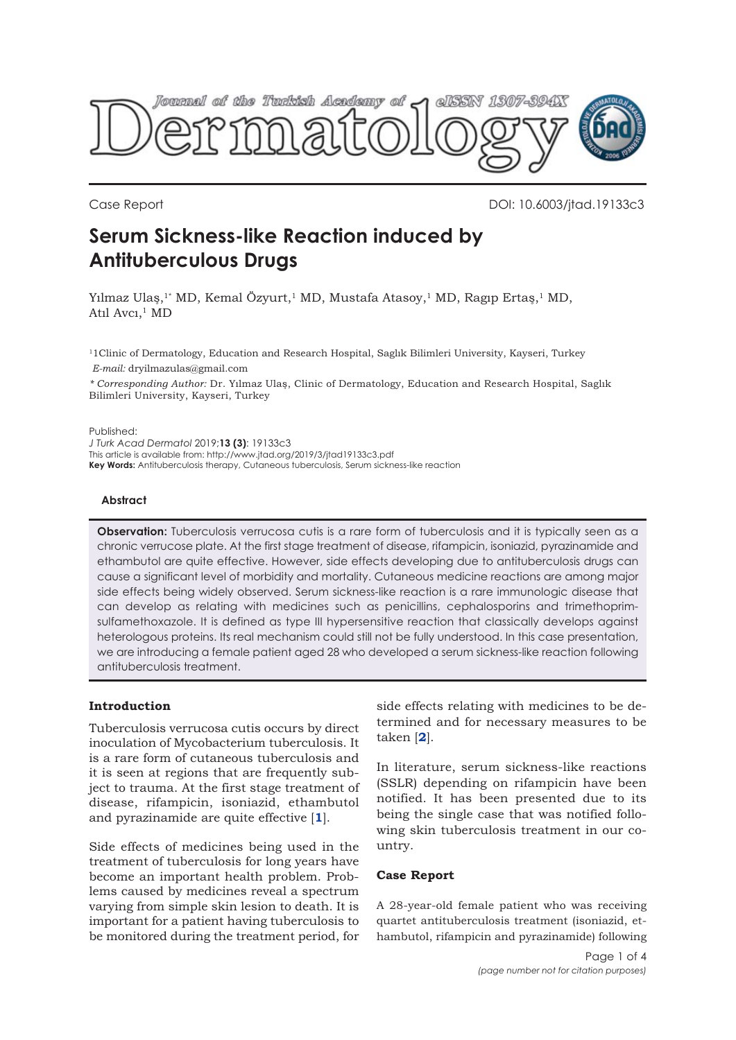Case Report

DOI: 10.6003/jtad.19133c3

# Serum Sickness-like Reaction induced by Antituberculous Drugs

Yılmaz Ulaş,[1*] MD, Kemal Özyurt,[1] MD, Mustafa Atasoy,[1] MD, Ragıp Ertaş,[1] MD, Atıl Avcı,[1] MD

[1]1Clinic of Dermatology, Education and Research Hospital, Saglık Bilimleri University, Kayseri, Turkey

*E-mail:* dryilmazulas@gmail.com

*\* Corresponding Author:* Dr. Yılmaz Ulaş, Clinic of Dermatology, Education and Research Hospital, Saglık Bilimleri University, Kayseri, Turkey

Published:

*J Turk Acad Dermatol* 2019;**13 (3)**: 19133c3

This article is available from: http://www.jtad.org/2019/3/jtad19133c3.pdf

**Key Words:** Antituberculosis therapy, Cutaneous tuberculosis, Serum sickness-like reaction

### Abstract

**Observation:** Tuberculosis verrucosa cutis is a rare form of tuberculosis and it is typically seen as a chronic verrucose plate. At the first stage treatment of disease, rifampicin, isoniazid, pyrazinamide and ethambutol are quite effective. However, side effects developing due to antituberculosis drugs can cause a significant level of morbidity and mortality. Cutaneous medicine reactions are among major side effects being widely observed. Serum sickness-like reaction is a rare immunologic disease that can develop as relating with medicines such as penicillins, cephalosporins and trimethoprim-sulfamethoxazole. It is defined as type III hypersensitive reaction that classically develops against heterologous proteins. Its real mechanism could still not be fully understood. In this case presentation, we are introducing a female patient aged 28 who developed a serum sickness-like reaction following antituberculosis treatment.

### Introduction

Tuberculosis verrucosa cutis occurs by direct inoculation of Mycobacterium tuberculosis. It is a rare form of cutaneous tuberculosis and it is seen at regions that are frequently subject to trauma. At the first stage treatment of disease, rifampicin, isoniazid, ethambutol and pyrazinamide are quite effective [1].

Side effects of medicines being used in the treatment of tuberculosis for long years have become an important health problem. Problems caused by medicines reveal a spectrum varying from simple skin lesion to death. It is important for a patient having tuberculosis to be monitored during the treatment period, for side effects relating with medicines to be determined and for necessary measures to be taken [2].

In literature, serum sickness-like reactions (SSLR) depending on rifampicin have been notified. It has been presented due to its being the single case that was notified following skin tuberculosis treatment in our country.

### Case Report

A 28-year-old female patient who was receiving quartet antituberculosis treatment (isoniazid, ethambutol, rifampicin and pyrazinamide) following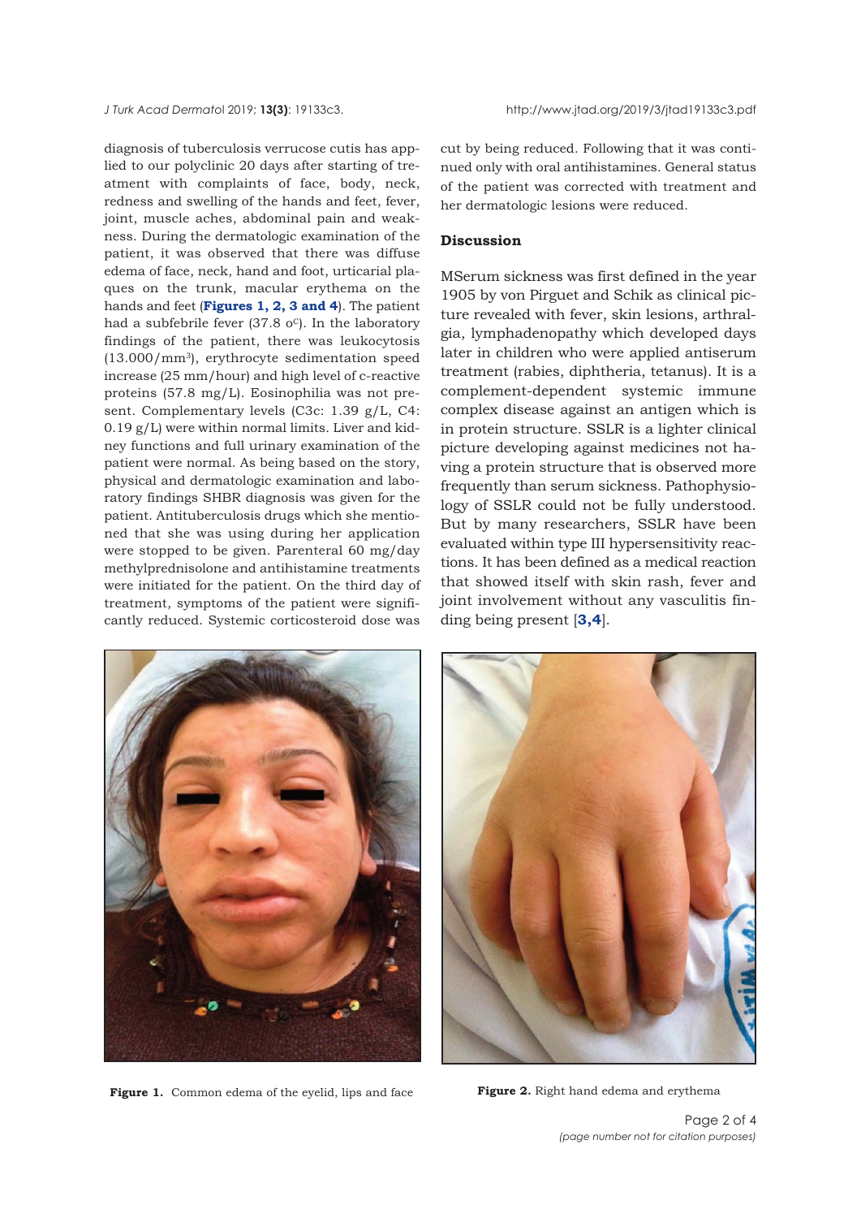diagnosis of tuberculosis verrucose cutis has applied to our polyclinic 20 days after starting of treatment with complaints of face, body, neck, redness and swelling of the hands and feet, fever, joint, muscle aches, abdominal pain and weakness. During the dermatologic examination of the patient, it was observed that there was diffuse edema of face, neck, hand and foot, urticarial plaques on the trunk, macular erythema on the hands and feet (**Figures 1, 2, 3 and 4**). The patient had a subfebrile fever (37.8 $^{o}$C). In the laboratory findings of the patient, there was leukocytosis (13.000/mm$^3$), erythrocyte sedimentation speed increase (25 mm/hour) and high level of c-reactive proteins (57.8 mg/L). Eosinophilia was not present. Complementary levels (C3c: 1.39 g/L, C4: 0.19 g/L) were within normal limits. Liver and kidney functions and full urinary examination of the patient were normal. As being based on the story, physical and dermatologic examination and laboratory findings SHBR diagnosis was given for the patient. Antituberculosis drugs which she mentioned that she was using during her application were stopped to be given. Parenteral 60 mg/day methylprednisolone and antihistamine treatments were initiated for the patient. On the third day of treatment, symptoms of the patient were significantly reduced. Systemic corticosteroid dose was cut by being reduced. Following that it was continued only with oral antihistamines. General status of the patient was corrected with treatment and her dermatologic lesions were reduced.

## Discussion

MSerum sickness was first defined in the year 1905 by von Pirguet and Schik as clinical picture revealed with fever, skin lesions, arthralgia, lymphadenopathy which developed days later in children who were applied antiserum treatment (rabies, diphtheria, tetanus). It is a complement-dependent systemic immune complex disease against an antigen which is in protein structure. SSLR is a lighter clinical picture developing against medicines not having a protein structure that is observed more frequently than serum sickness. Pathophysiology of SSLR could not be fully understood. But by many researchers, SSLR have been evaluated within type III hypersensitivity reactions. It has been defined as a medical reaction that showed itself with skin rash, fever and joint involvement without any vasculitis finding being present [**3,4**].

**Figure 1.** Common edema of the eyelid, lips and face

**Figure 2.** Right hand edema and erythema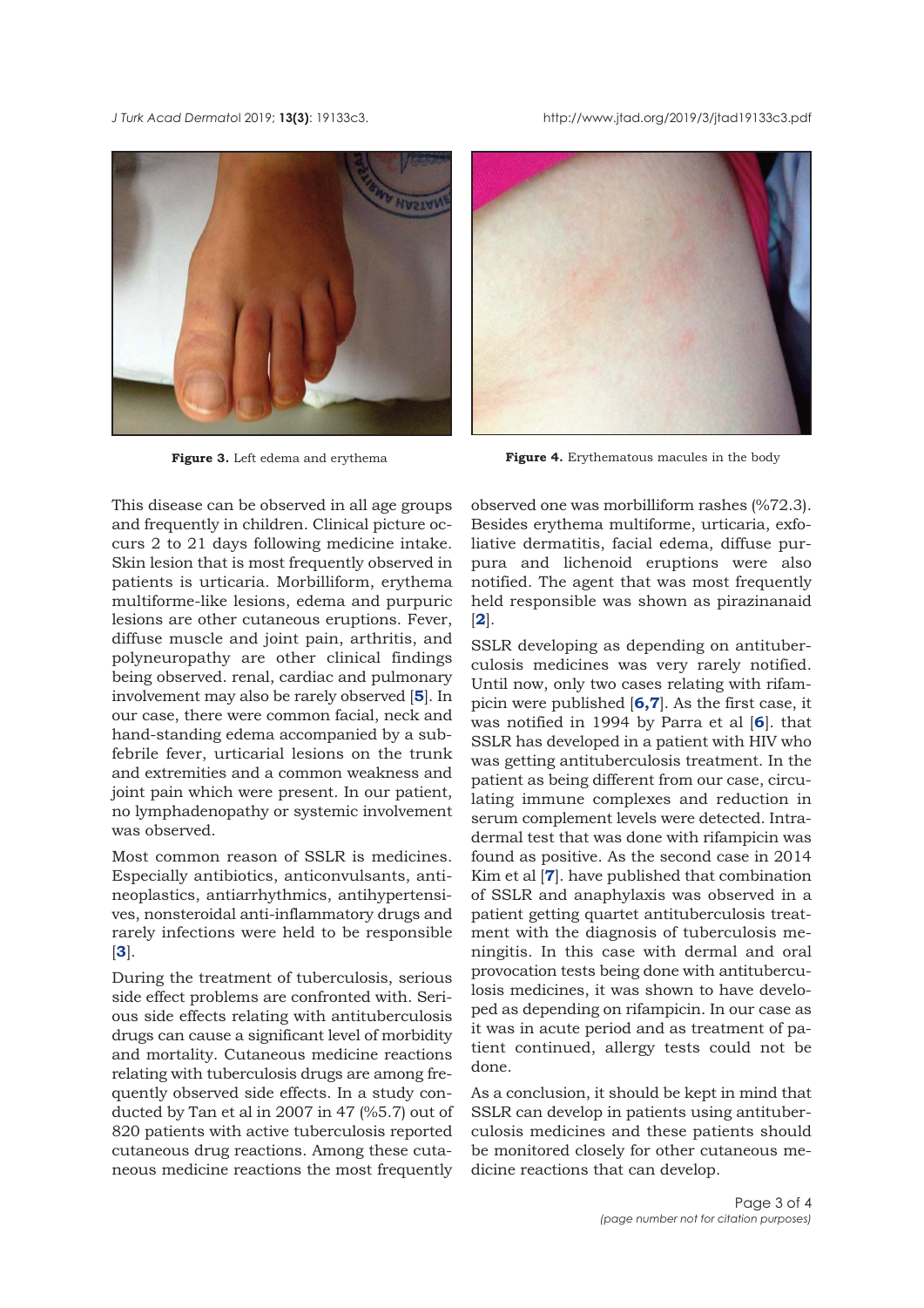**Figure 3.** Left edema and erythema

**Figure 4.** Erythematous macules in the body

This disease can be observed in all age groups and frequently in children. Clinical picture occurs 2 to 21 days following medicine intake. Skin lesion that is most frequently observed in patients is urticaria. Morbilliform, erythema multiforme-like lesions, edema and purpuric lesions are other cutaneous eruptions. Fever, diffuse muscle and joint pain, arthritis, and polyneuropathy are other clinical findings being observed. renal, cardiac and pulmonary involvement may also be rarely observed [**5**]. In our case, there were common facial, neck and hand-standing edema accompanied by a subfebrile fever, urticarial lesions on the trunk and extremities and a common weakness and joint pain which were present. In our patient, no lymphadenopathy or systemic involvement was observed.

Most common reason of SSLR is medicines. Especially antibiotics, anticonvulsants, antineoplastics, antiarrhythmics, antihypertensives, nonsteroidal anti-inflammatory drugs and rarely infections were held to be responsible [**3**].

During the treatment of tuberculosis, serious side effect problems are confronted with. Serious side effects relating with antituberculosis drugs can cause a significant level of morbidity and mortality. Cutaneous medicine reactions relating with tuberculosis drugs are among frequently observed side effects. In a study conducted by Tan et al in 2007 in 47 (%5.7) out of 820 patients with active tuberculosis reported cutaneous drug reactions. Among these cutaneous medicine reactions the most frequently observed one was morbilliform rashes (%72.3). Besides erythema multiforme, urticaria, exfoliative dermatitis, facial edema, diffuse purpura and lichenoid eruptions were also notified. The agent that was most frequently held responsible was shown as pirazinanaid [**2**].

SSLR developing as depending on antituberculosis medicines was very rarely notified. Until now, only two cases relating with rifampicin were published [**6,7**]. As the first case, it was notified in 1994 by Parra et al [**6**]. that SSLR has developed in a patient with HIV who was getting antituberculosis treatment. In the patient as being different from our case, circulating immune complexes and reduction in serum complement levels were detected. Intradermal test that was done with rifampicin was found as positive. As the second case in 2014 Kim et al [**7**]. have published that combination of SSLR and anaphylaxis was observed in a patient getting quartet antituberculosis treatment with the diagnosis of tuberculosis meningitis. In this case with dermal and oral provocation tests being done with antituberculosis medicines, it was shown to have developed as depending on rifampicin. In our case as it was in acute period and as treatment of patient continued, allergy tests could not be done.

As a conclusion, it should be kept in mind that SSLR can develop in patients using antituberculosis medicines and these patients should be monitored closely for other cutaneous medicine reactions that can develop.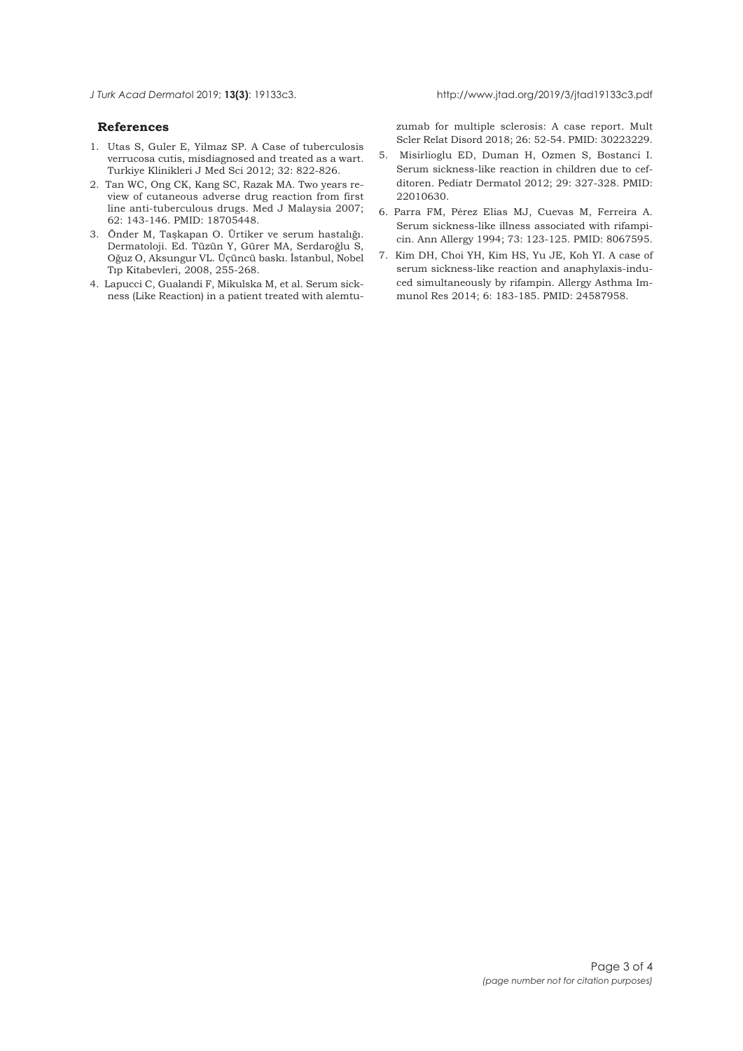## References

1. Utas S, Guler E, Yilmaz SP. A Case of tuberculosis verrucosa cutis, misdiagnosed and treated as a wart. Turkiye Klinikleri J Med Sci 2012; 32: 822-826.
2. Tan WC, Ong CK, Kang SC, Razak MA. Two years review of cutaneous adverse drug reaction from first line anti-tuberculous drugs. Med J Malaysia 2007; 62: 143-146. PMID: 18705448.
3. Önder M, Taşkapan O. Ürtiker ve serum hastalığı. Dermatoloji. Ed. Tüzün Y, Gürer MA, Serdaroğlu S, Oğuz O, Aksungur VL. Üçüncü baskı. İstanbul, Nobel Tıp Kitabevleri, 2008, 255-268.
4. Lapucci C, Gualandi F, Mikulska M, et al. Serum sickness (Like Reaction) in a patient treated with alemtuzumab for multiple sclerosis: A case report. Mult Scler Relat Disord 2018; 26: 52-54. PMID: 30223229.
5. Misirlioglu ED, Duman H, Ozmen S, Bostanci I. Serum sickness-like reaction in children due to cefditoren. Pediatr Dermatol 2012; 29: 327-328. PMID: 22010630.
6. Parra FM, Pérez Elias MJ, Cuevas M, Ferreira A. Serum sickness-like illness associated with rifampicin. Ann Allergy 1994; 73: 123-125. PMID: 8067595.
7. Kim DH, Choi YH, Kim HS, Yu JE, Koh YI. A case of serum sickness-like reaction and anaphylaxis-induced simultaneously by rifampin. Allergy Asthma Immunol Res 2014; 6: 183-185. PMID: 24587958.